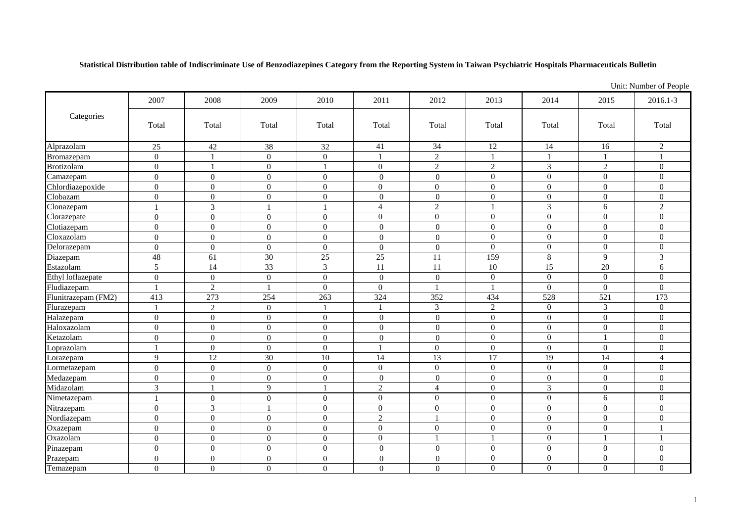**Statistical Distribution table of Indiscriminate Use of Benzodiazepines Category from the Reporting System in Taiwan Psychiatric Hospitals Pharmaceuticals Bulletin**

Unit: Number of People

| Categories | 2007 | 2008 | 2009 | 2010 | 2011 | 2012 | 2013 | 2014 | 2015 | 2016.1-3 |
|---|---|---|---|---|---|---|---|---|---|---|
| | Total | Total | Total | Total | Total | Total | Total | Total | Total | Total |
| Alprazolam | 25 | 42 | 38 | 32 | 41 | 34 | 12 | 14 | 16 | 2 |
| Bromazepam | 0 | 1 | 0 | 0 | 1 | 2 | 1 | 1 | 1 | 1 |
| Brotizolam | 0 | 1 | 0 | 1 | 0 | 2 | 2 | 3 | 2 | 0 |
| Camazepam | 0 | 0 | 0 | 0 | 0 | 0 | 0 | 0 | 0 | 0 |
| Chlordiazepoxide | 0 | 0 | 0 | 0 | 0 | 0 | 0 | 0 | 0 | 0 |
| Clobazam | 0 | 0 | 0 | 0 | 0 | 0 | 0 | 0 | 0 | 0 |
| Clonazepam | 1 | 3 | 1 | 1 | 4 | 2 | 1 | 3 | 6 | 2 |
| Clorazepate | 0 | 0 | 0 | 0 | 0 | 0 | 0 | 0 | 0 | 0 |
| Clotiazepam | 0 | 0 | 0 | 0 | 0 | 0 | 0 | 0 | 0 | 0 |
| Cloxazolam | 0 | 0 | 0 | 0 | 0 | 0 | 0 | 0 | 0 | 0 |
| Delorazepam | 0 | 0 | 0 | 0 | 0 | 0 | 0 | 0 | 0 | 0 |
| Diazepam | 48 | 61 | 30 | 25 | 25 | 11 | 159 | 8 | 9 | 3 |
| Estazolam | 5 | 14 | 33 | 3 | 11 | 11 | 10 | 15 | 20 | 6 |
| Ethyl loflazepate | 0 | 0 | 0 | 0 | 0 | 0 | 0 | 0 | 0 | 0 |
| Fludiazepam | 1 | 2 | 1 | 0 | 0 | 1 | 1 | 0 | 0 | 0 |
| Flunitrazepam (FM2) | 413 | 273 | 254 | 263 | 324 | 352 | 434 | 528 | 521 | 173 |
| Flurazepam | 1 | 2 | 0 | 1 | 1 | 3 | 2 | 0 | 3 | 0 |
| Halazepam | 0 | 0 | 0 | 0 | 0 | 0 | 0 | 0 | 0 | 0 |
| Haloxazolam | 0 | 0 | 0 | 0 | 0 | 0 | 0 | 0 | 0 | 0 |
| Ketazolam | 0 | 0 | 0 | 0 | 0 | 0 | 0 | 0 | 1 | 0 |
| Loprazolam | 1 | 0 | 0 | 0 | 1 | 0 | 0 | 0 | 0 | 0 |
| Lorazepam | 9 | 12 | 30 | 10 | 14 | 13 | 17 | 19 | 14 | 4 |
| Lormetazepam | 0 | 0 | 0 | 0 | 0 | 0 | 0 | 0 | 0 | 0 |
| Medazepam | 0 | 0 | 0 | 0 | 0 | 0 | 0 | 0 | 0 | 0 |
| Midazolam | 3 | 1 | 9 | 1 | 2 | 4 | 0 | 3 | 0 | 0 |
| Nimetazepam | 1 | 0 | 0 | 0 | 0 | 0 | 0 | 0 | 6 | 0 |
| Nitrazepam | 0 | 3 | 1 | 0 | 0 | 0 | 0 | 0 | 0 | 0 |
| Nordiazepam | 0 | 0 | 0 | 0 | 2 | 1 | 0 | 0 | 0 | 0 |
| Oxazepam | 0 | 0 | 0 | 0 | 0 | 0 | 0 | 0 | 0 | 1 |
| Oxazolam | 0 | 0 | 0 | 0 | 0 | 1 | 1 | 0 | 1 | 1 |
| Pinazepam | 0 | 0 | 0 | 0 | 0 | 0 | 0 | 0 | 0 | 0 |
| Prazepam | 0 | 0 | 0 | 0 | 0 | 0 | 0 | 0 | 0 | 0 |
| Temazepam | 0 | 0 | 0 | 0 | 0 | 0 | 0 | 0 | 0 | 0 |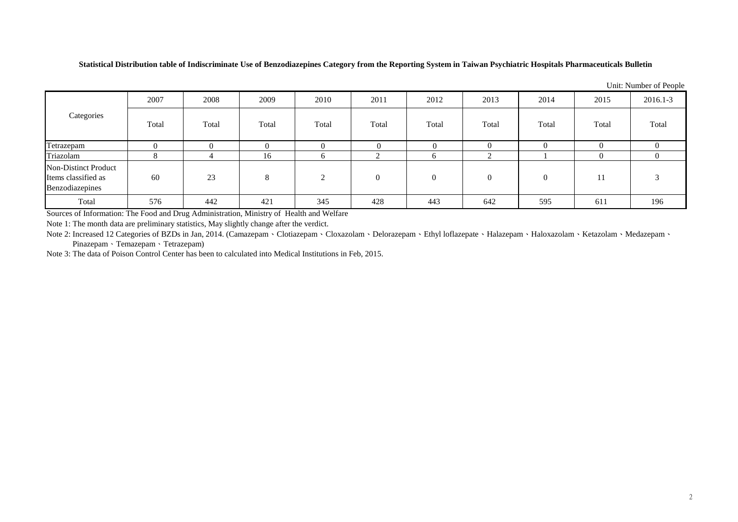**Statistical Distribution table of Indiscriminate Use of Benzodiazepines Category from the Reporting System in Taiwan Psychiatric Hospitals Pharmaceuticals Bulletin**

Unit: Number of People

| Categories | 2007 | 2008 | 2009 | 2010 | 2011 | 2012 | 2013 | 2014 | 2015 | 2016.1-3 |
|---|---|---|---|---|---|---|---|---|---|---|
| | Total | Total | Total | Total | Total | Total | Total | Total | Total | Total |
| Tetrazepam | 0 | 0 | 0 | 0 | 0 | 0 | 0 | 0 | 0 | 0 |
| Triazolam | 8 | 4 | 16 | 6 | 2 | 6 | 2 | 1 | 0 | 0 |
| Non-Distinct Product Items classified as Benzodiazepines | 60 | 23 | 8 | 2 | 0 | 0 | 0 | 0 | 11 | 3 |
| Total | 576 | 442 | 421 | 345 | 428 | 443 | 642 | 595 | 611 | 196 |

Sources of Information: The Food and Drug Administration, Ministry of Health and Welfare

Note 1: The month data are preliminary statistics, May slightly change after the verdict.

Note 2: Increased 12 Categories of BZDs in Jan, 2014. (Camazepam、Clotiazepam、Cloxazolam、Delorazepam、Ethyl loflazepate、Halazepam、Haloxazolam、Ketazolam、Medazepam、Pinazepam、Temazepam、Tetrazepam)

Note 3: The data of Poison Control Center has been to calculated into Medical Institutions in Feb, 2015.